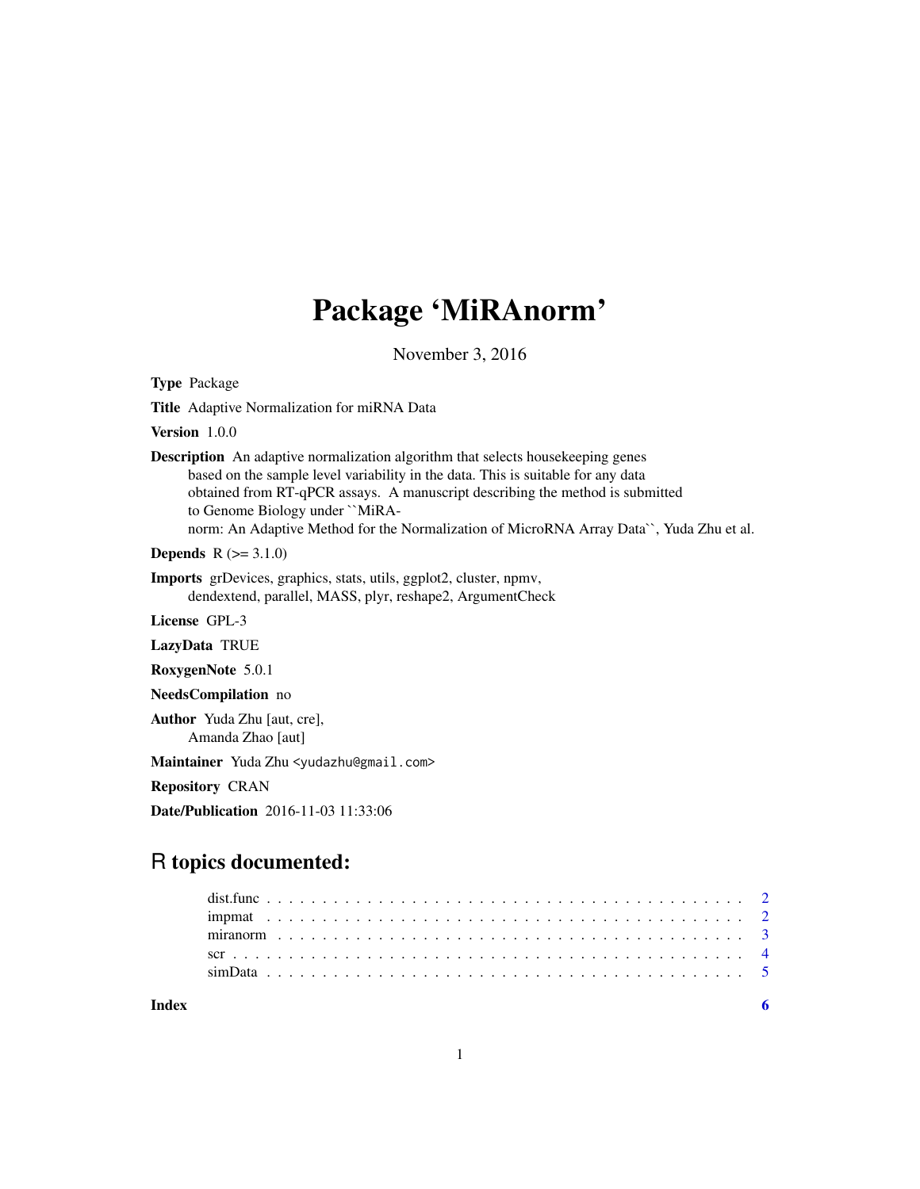# Package 'MiRAnorm'

November 3, 2016

**Type** Package

**Title** Adaptive Normalization for miRNA Data

**Version** 1.0.0

**Description** An adaptive normalization algorithm that selects housekeeping genes based on the sample level variability in the data. This is suitable for any data obtained from RT-qPCR assays. A manuscript describing the method is submitted to Genome Biology under ``MiRA-norm: An Adaptive Method for the Normalization of MicroRNA Array Data``, Yuda Zhu et al.

**Depends** R (>= 3.1.0)

**Imports** grDevices, graphics, stats, utils, ggplot2, cluster, npmv, dendextend, parallel, MASS, plyr, reshape2, ArgumentCheck

**License** GPL-3

**LazyData** TRUE

**RoxygenNote** 5.0.1

**NeedsCompilation** no

**Author** Yuda Zhu [aut, cre], Amanda Zhao [aut]

**Maintainer** Yuda Zhu <yudazhu@gmail.com>

**Repository** CRAN

**Date/Publication** 2016-11-03 11:33:06

## R topics documented:

| | |
|---|---|
| dist.func | 2 |
| impmat | 2 |
| miranorm | 3 |
| scr | 4 |
| simData | 5 |
| **Index** | **6** |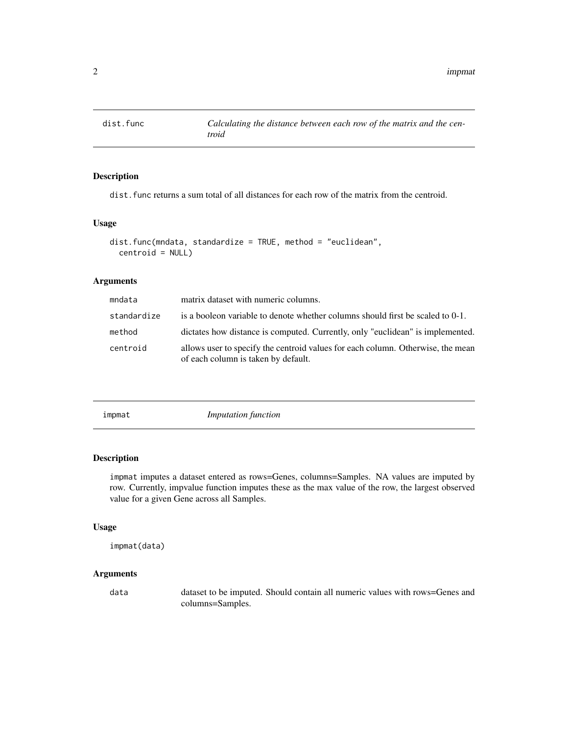## dist.func — *Calculating the distance between each row of the matrix and the centroid*

### Description

dist.func returns a sum total of all distances for each row of the matrix from the centroid.

### Usage

```
dist.func(mndata, standardize = TRUE, method = "euclidean",
  centroid = NULL)
```

### Arguments

| | |
|---|---|
| mndata | matrix dataset with numeric columns. |
| standardize | is a booleon variable to denote whether columns should first be scaled to 0-1. |
| method | dictates how distance is computed. Currently, only "euclidean" is implemented. |
| centroid | allows user to specify the centroid values for each column. Otherwise, the mean of each column is taken by default. |

## impmat — *Imputation function*

### Description

impmat imputes a dataset entered as rows=Genes, columns=Samples. NA values are imputed by row. Currently, impvalue function imputes these as the max value of the row, the largest observed value for a given Gene across all Samples.

### Usage

```
impmat(data)
```

### Arguments

| | |
|---|---|
| data | dataset to be imputed. Should contain all numeric values with rows=Genes and columns=Samples. |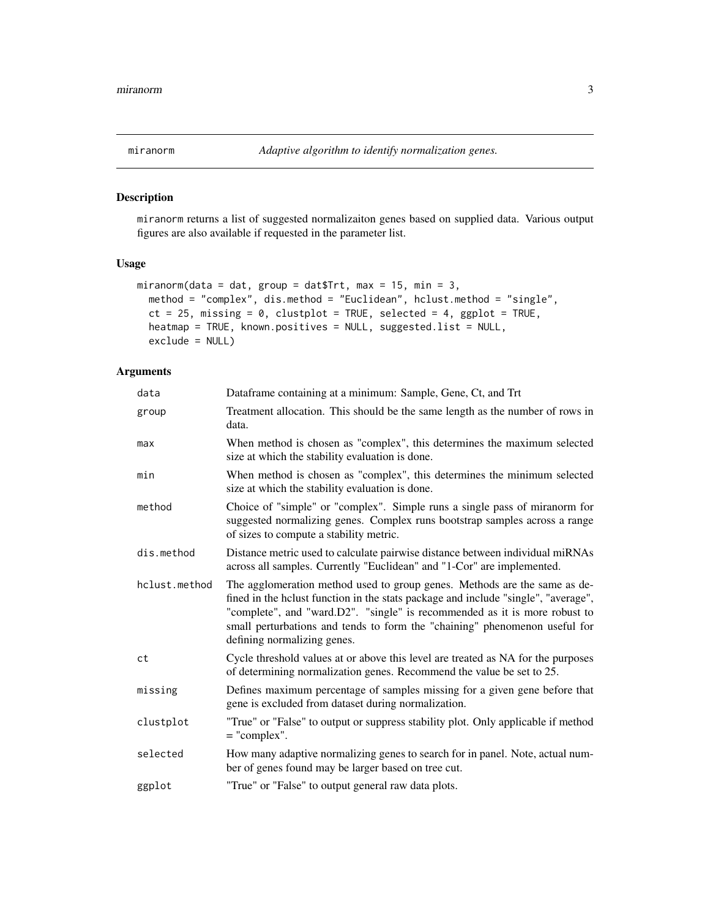miranorm *Adaptive algorithm to identify normalization genes.*

## Description

miranorm returns a list of suggested normalizaiton genes based on supplied data. Various output figures are also available if requested in the parameter list.

## Usage

```
miranorm(data = dat, group = dat$Trt, max = 15, min = 3,
  method = "complex", dis.method = "Euclidean", hclust.method = "single",
  ct = 25, missing = 0, clustplot = TRUE, selected = 4, ggplot = TRUE,
  heatmap = TRUE, known.positives = NULL, suggested.list = NULL,
  exclude = NULL)
```

## Arguments

| | |
|---|---|
| data | Dataframe containing at a minimum: Sample, Gene, Ct, and Trt |
| group | Treatment allocation. This should be the same length as the number of rows in data. |
| max | When method is chosen as "complex", this determines the maximum selected size at which the stability evaluation is done. |
| min | When method is chosen as "complex", this determines the minimum selected size at which the stability evaluation is done. |
| method | Choice of "simple" or "complex". Simple runs a single pass of miranorm for suggested normalizing genes. Complex runs bootstrap samples across a range of sizes to compute a stability metric. |
| dis.method | Distance metric used to calculate pairwise distance between individual miRNAs across all samples. Currently "Euclidean" and "1-Cor" are implemented. |
| hclust.method | The agglomeration method used to group genes. Methods are the same as defined in the hclust function in the stats package and include "single", "average", "complete", and "ward.D2". "single" is recommended as it is more robust to small perturbations and tends to form the "chaining" phenomenon useful for defining normalizing genes. |
| ct | Cycle threshold values at or above this level are treated as NA for the purposes of determining normalization genes. Recommend the value be set to 25. |
| missing | Defines maximum percentage of samples missing for a given gene before that gene is excluded from dataset during normalization. |
| clustplot | "True" or "False" to output or suppress stability plot. Only applicable if method = "complex". |
| selected | How many adaptive normalizing genes to search for in panel. Note, actual number of genes found may be larger based on tree cut. |
| ggplot | "True" or "False" to output general raw data plots. |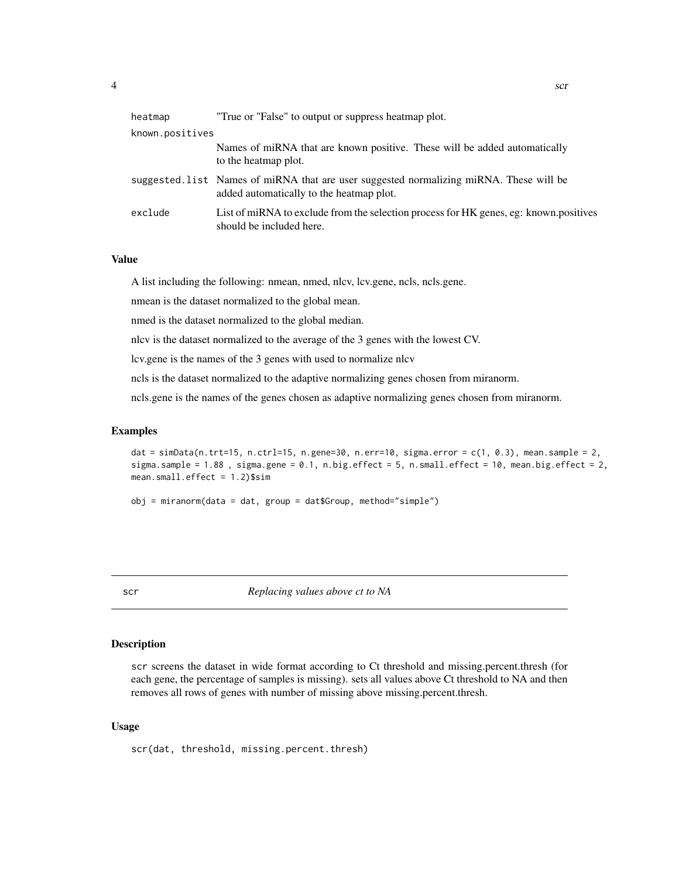| | |
|---|---|
| heatmap | "True or "False" to output or suppress heatmap plot. |
| known.positives | Names of miRNA that are known positive. These will be added automatically to the heatmap plot. |
| suggested.list | Names of miRNA that are user suggested normalizing miRNA. These will be added automatically to the heatmap plot. |
| exclude | List of miRNA to exclude from the selection process for HK genes, eg: known.positives should be included here. |

### Value

A list including the following: nmean, nmed, nlcv, lcv.gene, ncls, ncls.gene.

nmean is the dataset normalized to the global mean.

nmed is the dataset normalized to the global median.

nlcv is the dataset normalized to the average of the 3 genes with the lowest CV.

lcv.gene is the names of the 3 genes with used to normalize nlcv

ncls is the dataset normalized to the adaptive normalizing genes chosen from miranorm.

ncls.gene is the names of the genes chosen as adaptive normalizing genes chosen from miranorm.

### Examples

```
dat = simData(n.trt=15, n.ctrl=15, n.gene=30, n.err=10, sigma.error = c(1, 0.3), mean.sample = 2,
sigma.sample = 1.88 , sigma.gene = 0.1, n.big.effect = 5, n.small.effect = 10, mean.big.effect = 2,
mean.small.effect = 1.2)$sim

obj = miranorm(data = dat, group = dat$Group, method="simple")
```

---

## scr — *Replacing values above ct to NA*

---

### Description

scr screens the dataset in wide format according to Ct threshold and missing.percent.thresh (for each gene, the percentage of samples is missing). sets all values above Ct threshold to NA and then removes all rows of genes with number of missing above missing.percent.thresh.

### Usage

```
scr(dat, threshold, missing.percent.thresh)
```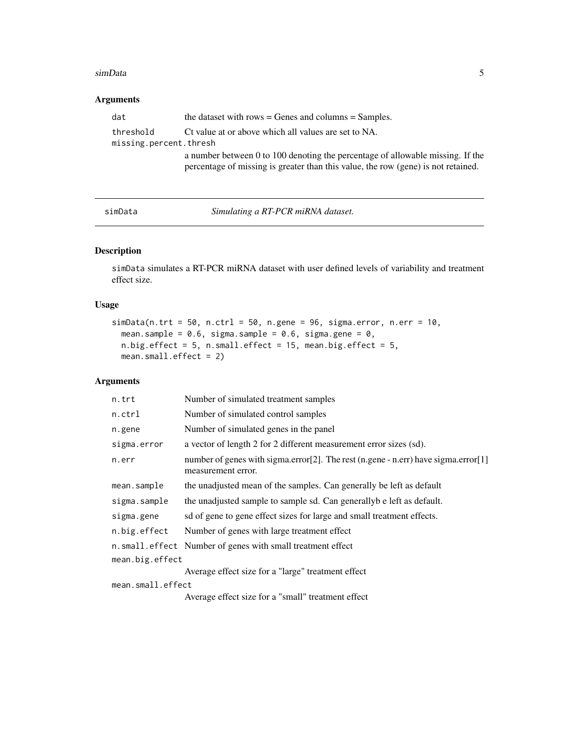### Arguments

| | |
|---|---|
| dat | the dataset with rows = Genes and columns = Samples. |
| threshold | Ct value at or above which all values are set to NA. |
| missing.percent.thresh | a number between 0 to 100 denoting the percentage of allowable missing. If the percentage of missing is greater than this value, the row (gene) is not retained. |

---

## simData — *Simulating a RT-PCR miRNA dataset.*

---

### Description

simData simulates a RT-PCR miRNA dataset with user defined levels of variability and treatment effect size.

### Usage

```
simData(n.trt = 50, n.ctrl = 50, n.gene = 96, sigma.error, n.err = 10,
  mean.sample = 0.6, sigma.sample = 0.6, sigma.gene = 0,
  n.big.effect = 5, n.small.effect = 15, mean.big.effect = 5,
  mean.small.effect = 2)
```

### Arguments

| | |
|---|---|
| n.trt | Number of simulated treatment samples |
| n.ctrl | Number of simulated control samples |
| n.gene | Number of simulated genes in the panel |
| sigma.error | a vector of length 2 for 2 different measurement error sizes (sd). |
| n.err | number of genes with sigma.error[2]. The rest (n.gene - n.err) have sigma.error[1] measurement error. |
| mean.sample | the unadjusted mean of the samples. Can generally be left as default |
| sigma.sample | the unadjusted sample to sample sd. Can generallyb e left as default. |
| sigma.gene | sd of gene to gene effect sizes for large and small treatment effects. |
| n.big.effect | Number of genes with large treatment effect |
| n.small.effect | Number of genes with small treatment effect |
| mean.big.effect | Average effect size for a "large" treatment effect |
| mean.small.effect | Average effect size for a "small" treatment effect |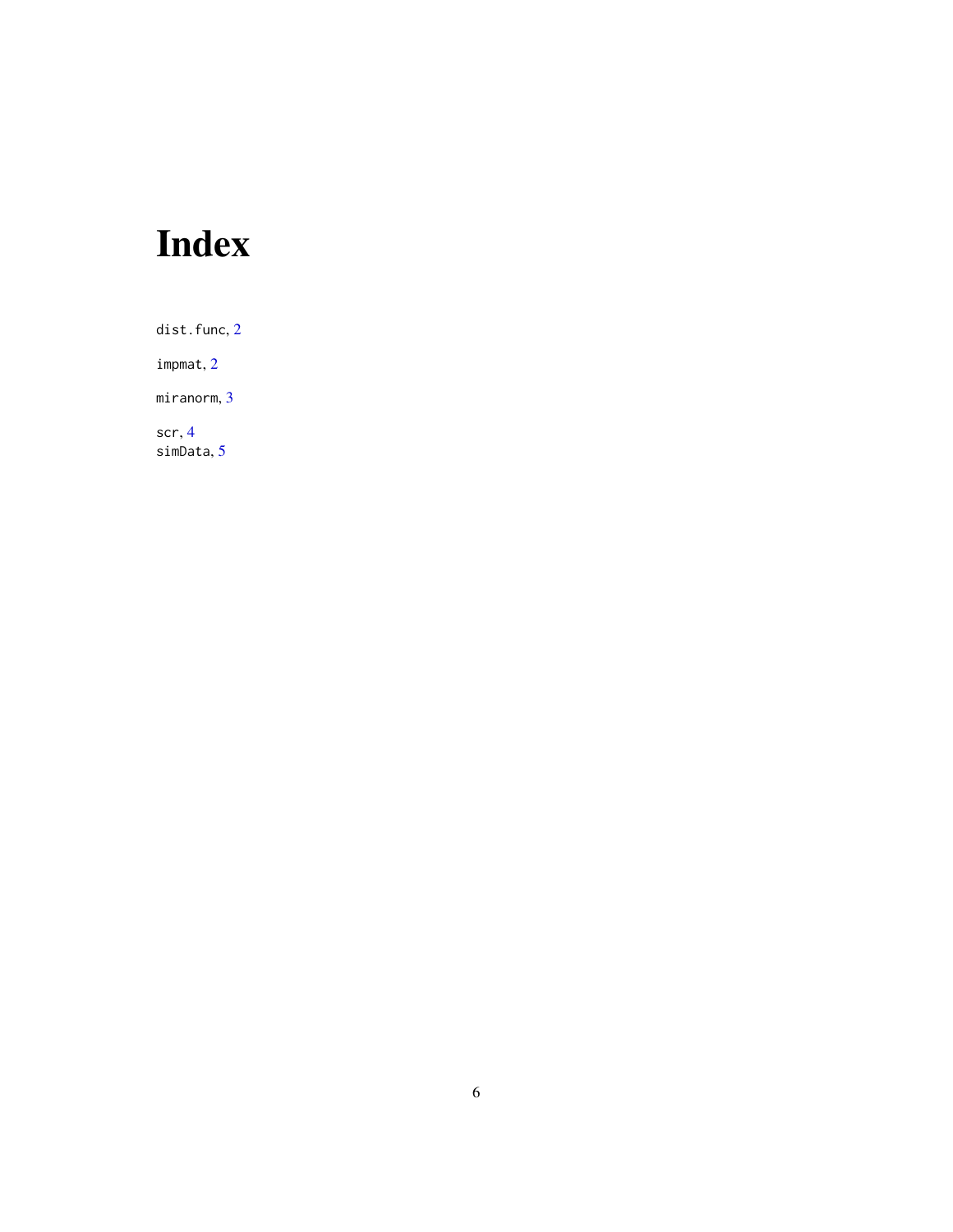# Index

dist.func, 2

impmat, 2

miranorm, 3

scr, 4
simData, 5